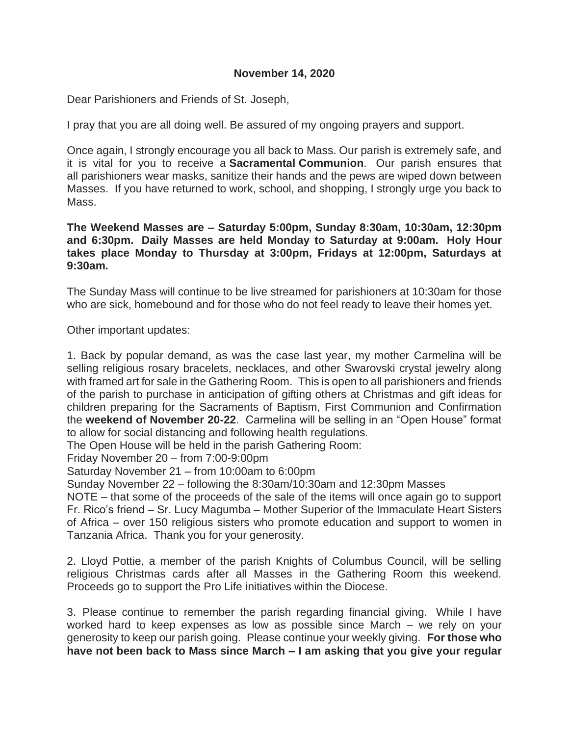**November 14, 2020**

Dear Parishioners and Friends of St. Joseph,

I pray that you are all doing well. Be assured of my ongoing prayers and support.

Once again, I strongly encourage you all back to Mass. Our parish is extremely safe, and it is vital for you to receive a **Sacramental Communion**. Our parish ensures that all parishioners wear masks, sanitize their hands and the pews are wiped down between Masses. If you have returned to work, school, and shopping, I strongly urge you back to Mass.

**The Weekend Masses are – Saturday 5:00pm, Sunday 8:30am, 10:30am, 12:30pm and 6:30pm. Daily Masses are held Monday to Saturday at 9:00am. Holy Hour takes place Monday to Thursday at 3:00pm, Fridays at 12:00pm, Saturdays at 9:30am.**

The Sunday Mass will continue to be live streamed for parishioners at 10:30am for those who are sick, homebound and for those who do not feel ready to leave their homes yet.

Other important updates:

1. Back by popular demand, as was the case last year, my mother Carmelina will be selling religious rosary bracelets, necklaces, and other Swarovski crystal jewelry along with framed art for sale in the Gathering Room. This is open to all parishioners and friends of the parish to purchase in anticipation of gifting others at Christmas and gift ideas for children preparing for the Sacraments of Baptism, First Communion and Confirmation the **weekend of November 20-22**. Carmelina will be selling in an "Open House" format to allow for social distancing and following health regulations.
The Open House will be held in the parish Gathering Room:
Friday November 20 – from 7:00-9:00pm
Saturday November 21 – from 10:00am to 6:00pm
Sunday November 22 – following the 8:30am/10:30am and 12:30pm Masses
NOTE – that some of the proceeds of the sale of the items will once again go to support Fr. Rico's friend – Sr. Lucy Magumba – Mother Superior of the Immaculate Heart Sisters of Africa – over 150 religious sisters who promote education and support to women in Tanzania Africa. Thank you for your generosity.

2. Lloyd Pottie, a member of the parish Knights of Columbus Council, will be selling religious Christmas cards after all Masses in the Gathering Room this weekend. Proceeds go to support the Pro Life initiatives within the Diocese.

3. Please continue to remember the parish regarding financial giving. While I have worked hard to keep expenses as low as possible since March – we rely on your generosity to keep our parish going. Please continue your weekly giving. **For those who have not been back to Mass since March – I am asking that you give your regular**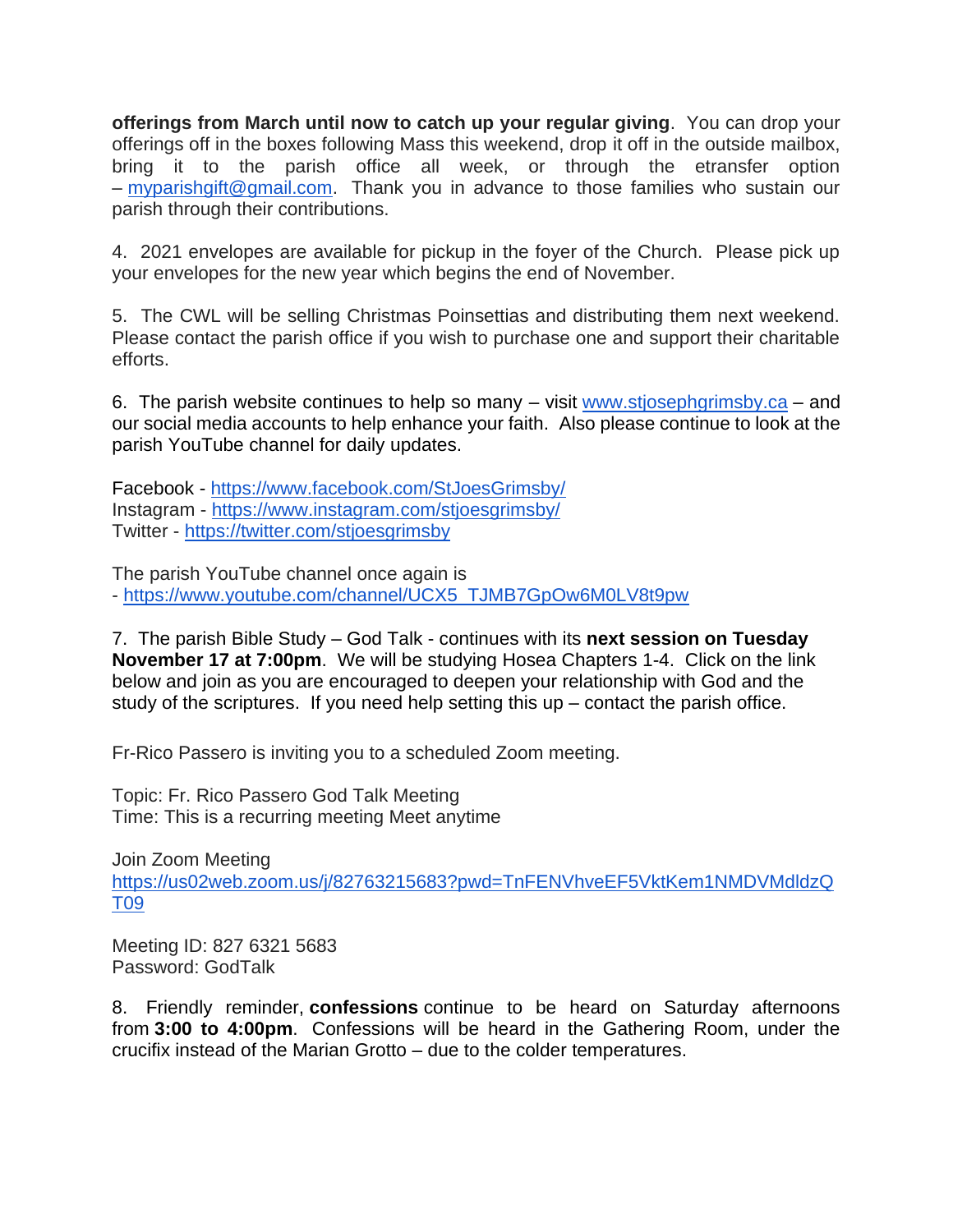**offerings from March until now to catch up your regular giving**. You can drop your offerings off in the boxes following Mass this weekend, drop it off in the outside mailbox, bring it to the parish office all week, or through the etransfer option – myparishgift@gmail.com. Thank you in advance to those families who sustain our parish through their contributions.

4. 2021 envelopes are available for pickup in the foyer of the Church. Please pick up your envelopes for the new year which begins the end of November.

5. The CWL will be selling Christmas Poinsettias and distributing them next weekend. Please contact the parish office if you wish to purchase one and support their charitable efforts.

6. The parish website continues to help so many – visit www.stjosephgrimsby.ca – and our social media accounts to help enhance your faith. Also please continue to look at the parish YouTube channel for daily updates.

Facebook - https://www.facebook.com/StJoesGrimsby/
Instagram - https://www.instagram.com/stjoesgrimsby/
Twitter - https://twitter.com/stjoesgrimsby

The parish YouTube channel once again is
- https://www.youtube.com/channel/UCX5_TJMB7GpOw6M0LV8t9pw

7. The parish Bible Study – God Talk - continues with its **next session on Tuesday November 17 at 7:00pm**. We will be studying Hosea Chapters 1-4. Click on the link below and join as you are encouraged to deepen your relationship with God and the study of the scriptures. If you need help setting this up – contact the parish office.

Fr-Rico Passero is inviting you to a scheduled Zoom meeting.

Topic: Fr. Rico Passero God Talk Meeting
Time: This is a recurring meeting Meet anytime

Join Zoom Meeting
https://us02web.zoom.us/j/82763215683?pwd=TnFENVhveEF5VktKem1NMDVMdldzQT09

Meeting ID: 827 6321 5683
Password: GodTalk

8. Friendly reminder, **confessions** continue to be heard on Saturday afternoons from **3:00 to 4:00pm**. Confessions will be heard in the Gathering Room, under the crucifix instead of the Marian Grotto – due to the colder temperatures.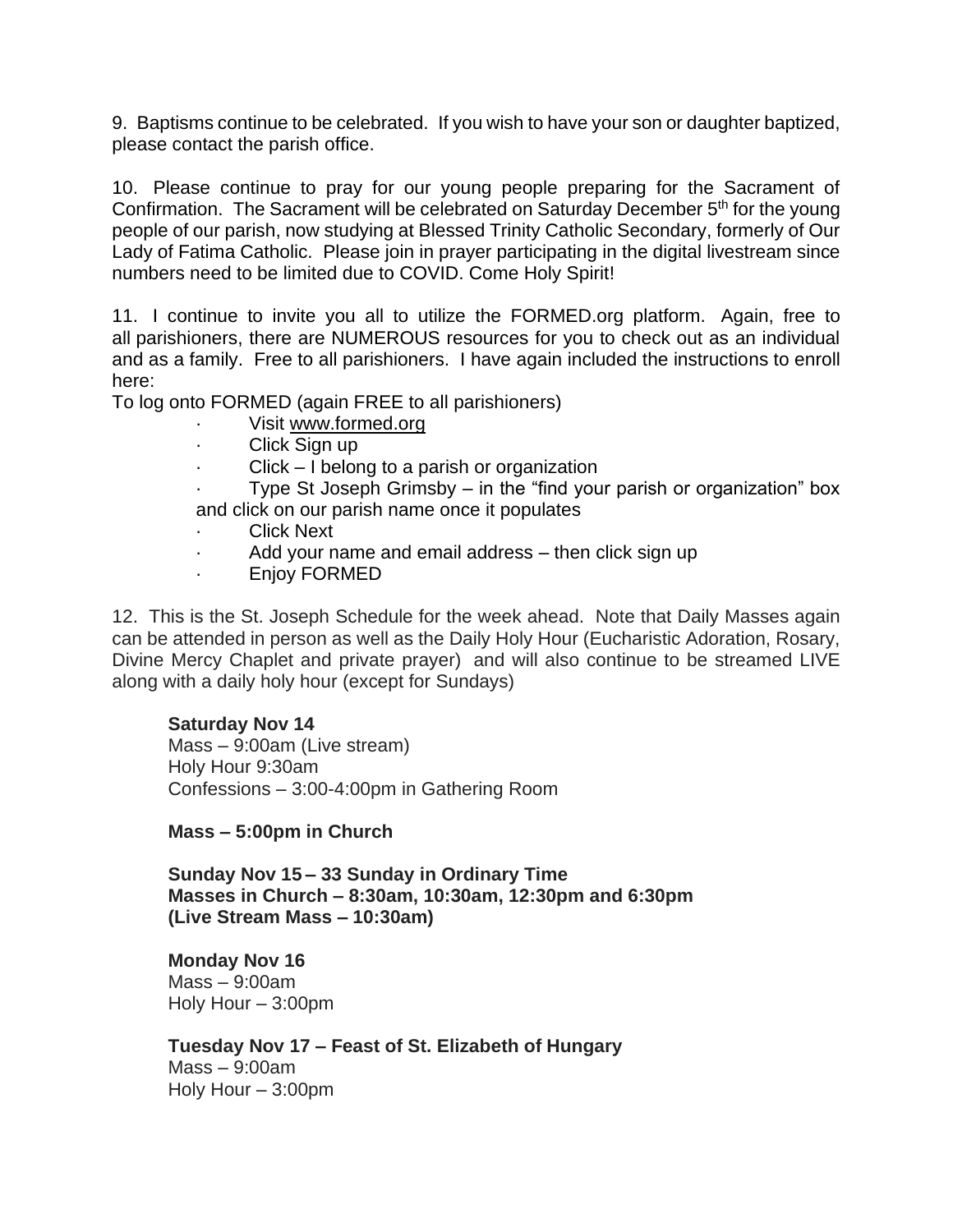9. Baptisms continue to be celebrated. If you wish to have your son or daughter baptized, please contact the parish office.

10. Please continue to pray for our young people preparing for the Sacrament of Confirmation. The Sacrament will be celebrated on Saturday December 5th for the young people of our parish, now studying at Blessed Trinity Catholic Secondary, formerly of Our Lady of Fatima Catholic. Please join in prayer participating in the digital livestream since numbers need to be limited due to COVID. Come Holy Spirit!

11. I continue to invite you all to utilize the FORMED.org platform. Again, free to all parishioners, there are NUMEROUS resources for you to check out as an individual and as a family. Free to all parishioners. I have again included the instructions to enroll here:

To log onto FORMED (again FREE to all parishioners)

- Visit www.formed.org
- Click Sign up
- Click – I belong to a parish or organization
- Type St Joseph Grimsby – in the "find your parish or organization" box and click on our parish name once it populates
- Click Next
- Add your name and email address – then click sign up
- Enjoy FORMED

12. This is the St. Joseph Schedule for the week ahead. Note that Daily Masses again can be attended in person as well as the Daily Holy Hour (Eucharistic Adoration, Rosary, Divine Mercy Chaplet and private prayer) and will also continue to be streamed LIVE along with a daily holy hour (except for Sundays)

**Saturday Nov 14**
Mass – 9:00am (Live stream)
Holy Hour 9:30am
Confessions – 3:00-4:00pm in Gathering Room

**Mass – 5:00pm in Church**

**Sunday Nov 15 – 33 Sunday in Ordinary Time**
**Masses in Church – 8:30am, 10:30am, 12:30pm and 6:30pm**
**(Live Stream Mass – 10:30am)**

**Monday Nov 16**
Mass – 9:00am
Holy Hour – 3:00pm

**Tuesday Nov 17 – Feast of St. Elizabeth of Hungary**
Mass – 9:00am
Holy Hour – 3:00pm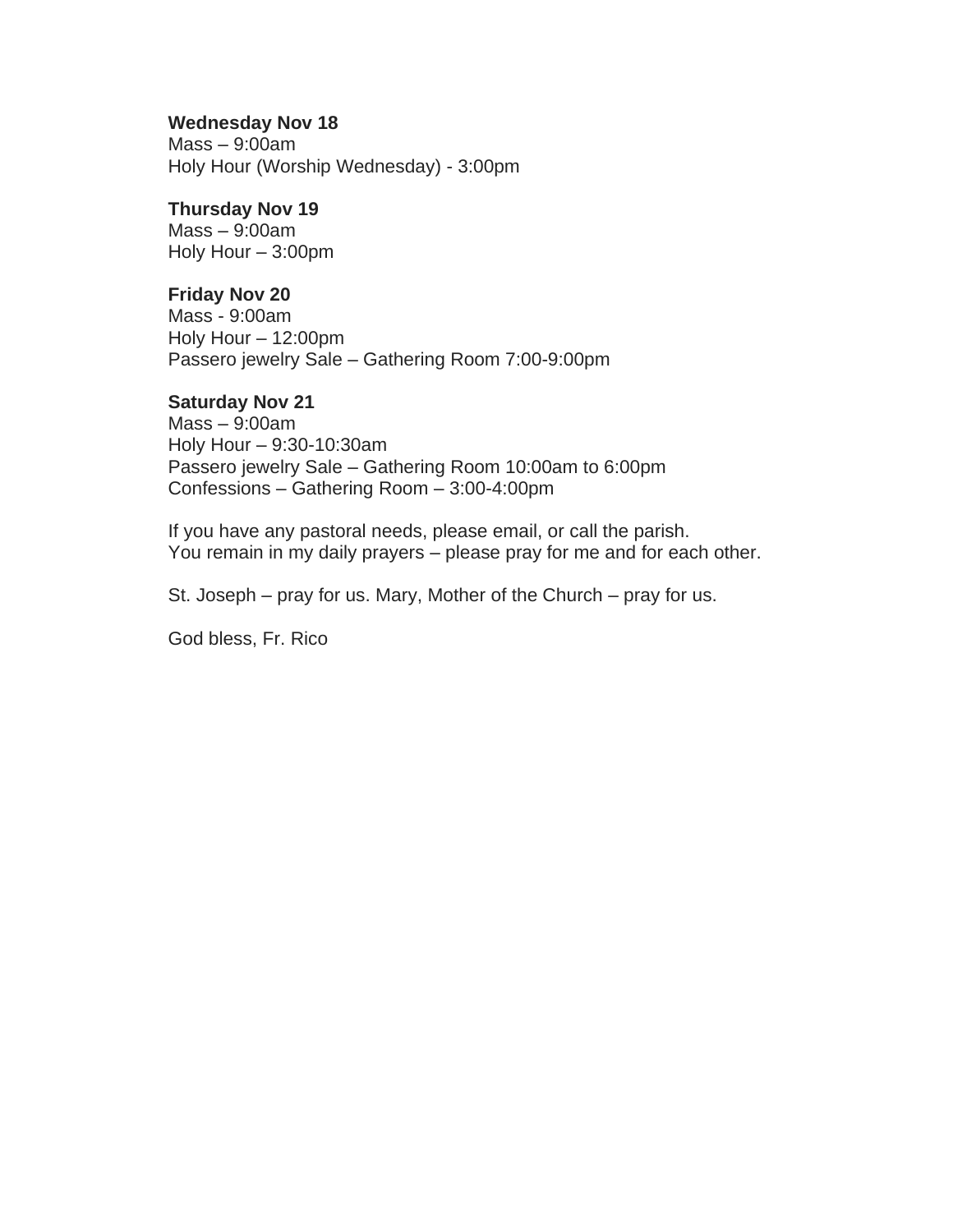**Wednesday Nov 18**
Mass – 9:00am
Holy Hour (Worship Wednesday) - 3:00pm

**Thursday Nov 19**
Mass – 9:00am
Holy Hour – 3:00pm

**Friday Nov 20**
Mass - 9:00am
Holy Hour – 12:00pm
Passero jewelry Sale – Gathering Room 7:00-9:00pm

**Saturday Nov 21**
Mass – 9:00am
Holy Hour – 9:30-10:30am
Passero jewelry Sale – Gathering Room 10:00am to 6:00pm
Confessions – Gathering Room – 3:00-4:00pm

If you have any pastoral needs, please email, or call the parish.
You remain in my daily prayers – please pray for me and for each other.

St. Joseph – pray for us. Mary, Mother of the Church – pray for us.

God bless, Fr. Rico